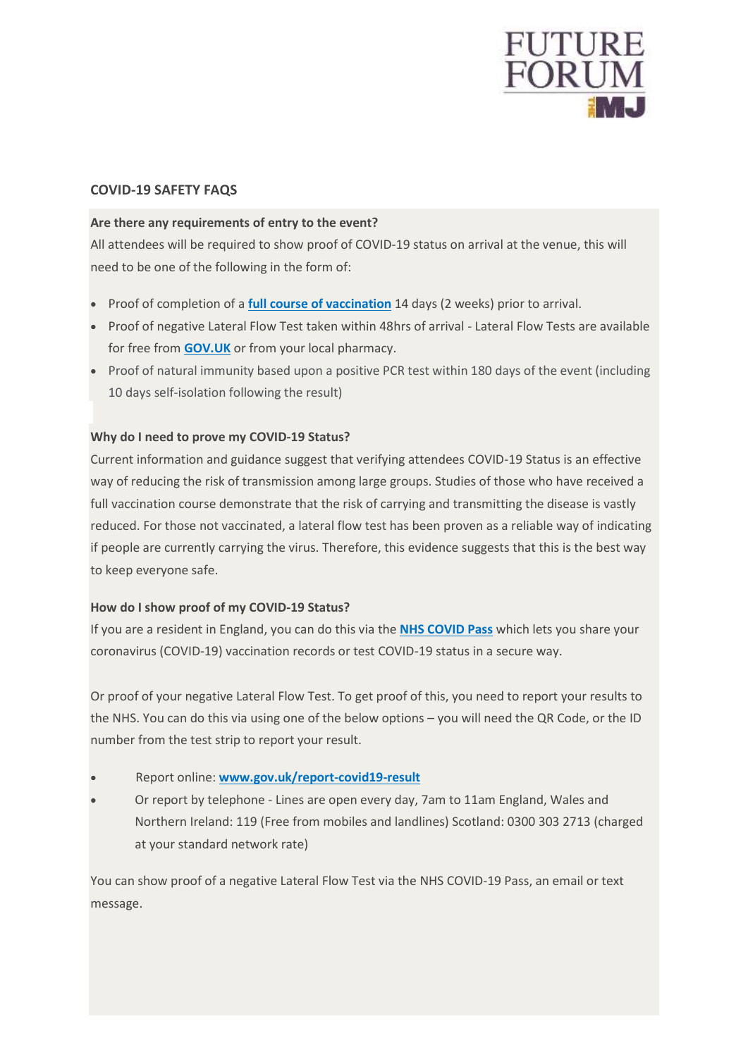## COVID-19 SAFETY FAQS

**Are there any requirements of entry to the event?**

All attendees will be required to show proof of COVID-19 status on arrival at the venue, this will need to be one of the following in the form of:

- Proof of completion of a **full course of vaccination** 14 days (2 weeks) prior to arrival.
- Proof of negative Lateral Flow Test taken within 48hrs of arrival - Lateral Flow Tests are available for free from **GOV.UK** or from your local pharmacy.
- Proof of natural immunity based upon a positive PCR test within 180 days of the event (including 10 days self-isolation following the result)

**Why do I need to prove my COVID-19 Status?**

Current information and guidance suggest that verifying attendees COVID-19 Status is an effective way of reducing the risk of transmission among large groups. Studies of those who have received a full vaccination course demonstrate that the risk of carrying and transmitting the disease is vastly reduced. For those not vaccinated, a lateral flow test has been proven as a reliable way of indicating if people are currently carrying the virus. Therefore, this evidence suggests that this is the best way to keep everyone safe.

**How do I show proof of my COVID-19 Status?**

If you are a resident in England, you can do this via the **NHS COVID Pass** which lets you share your coronavirus (COVID-19) vaccination records or test COVID-19 status in a secure way.

Or proof of your negative Lateral Flow Test. To get proof of this, you need to report your results to the NHS. You can do this via using one of the below options – you will need the QR Code, or the ID number from the test strip to report your result.

- Report online: **www.gov.uk/report-covid19-result**
- Or report by telephone - Lines are open every day, 7am to 11am England, Wales and Northern Ireland: 119 (Free from mobiles and landlines) Scotland: 0300 303 2713 (charged at your standard network rate)

You can show proof of a negative Lateral Flow Test via the NHS COVID-19 Pass, an email or text message.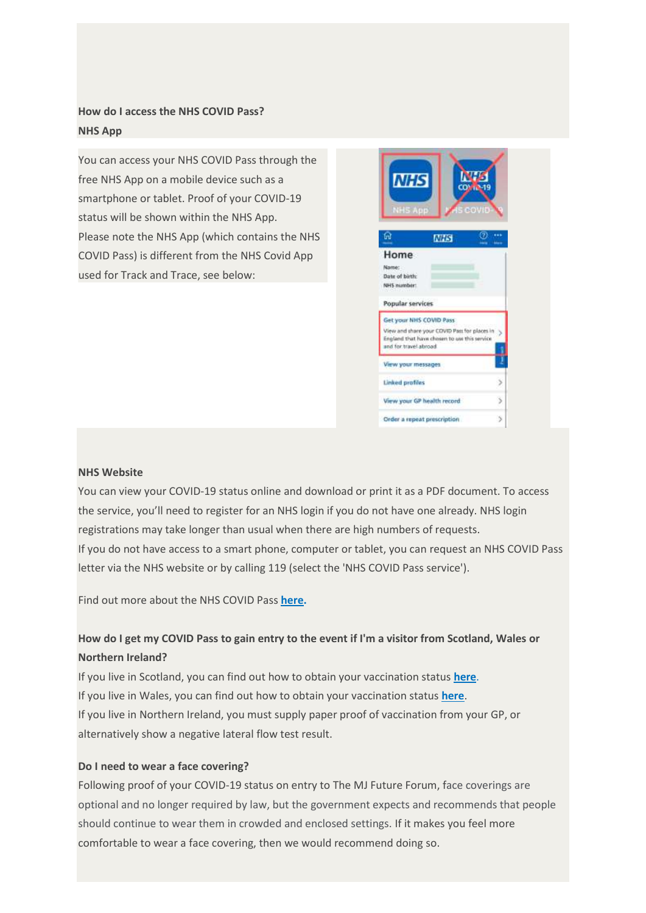**How do I access the NHS COVID Pass?**

**NHS App**

You can access your NHS COVID Pass through the free NHS App on a mobile device such as a smartphone or tablet. Proof of your COVID-19 status will be shown within the NHS App.

Please note the NHS App (which contains the NHS COVID Pass) is different from the NHS Covid App used for Track and Trace, see below:

**NHS Website**

You can view your COVID-19 status online and download or print it as a PDF document. To access the service, you'll need to register for an NHS login if you do not have one already. NHS login registrations may take longer than usual when there are high numbers of requests.

If you do not have access to a smart phone, computer or tablet, you can request an NHS COVID Pass letter via the NHS website or by calling 119 (select the 'NHS COVID Pass service').

Find out more about the NHS COVID Pass **here.**

**How do I get my COVID Pass to gain entry to the event if I'm a visitor from Scotland, Wales or Northern Ireland?**

If you live in Scotland, you can find out how to obtain your vaccination status **here**.

If you live in Wales, you can find out how to obtain your vaccination status **here**.

If you live in Northern Ireland, you must supply paper proof of vaccination from your GP, or alternatively show a negative lateral flow test result.

**Do I need to wear a face covering?**

Following proof of your COVID-19 status on entry to The MJ Future Forum, face coverings are optional and no longer required by law, but the government expects and recommends that people should continue to wear them in crowded and enclosed settings. If it makes you feel more comfortable to wear a face covering, then we would recommend doing so.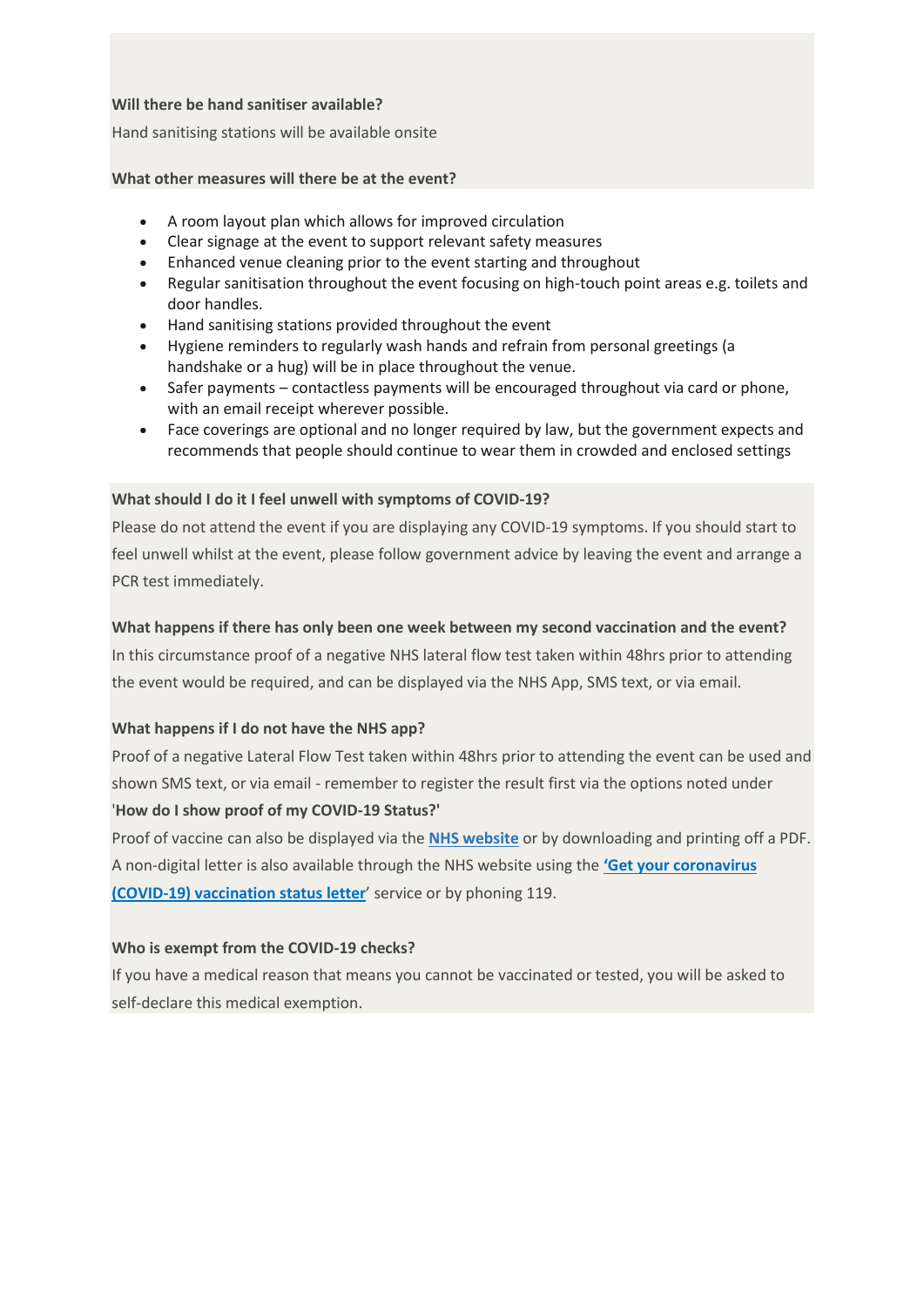**Will there be hand sanitiser available?**

Hand sanitising stations will be available onsite

**What other measures will there be at the event?**

- A room layout plan which allows for improved circulation
- Clear signage at the event to support relevant safety measures
- Enhanced venue cleaning prior to the event starting and throughout
- Regular sanitisation throughout the event focusing on high-touch point areas e.g. toilets and door handles.
- Hand sanitising stations provided throughout the event
- Hygiene reminders to regularly wash hands and refrain from personal greetings (a handshake or a hug) will be in place throughout the venue.
- Safer payments – contactless payments will be encouraged throughout via card or phone, with an email receipt wherever possible.
- Face coverings are optional and no longer required by law, but the government expects and recommends that people should continue to wear them in crowded and enclosed settings

**What should I do it I feel unwell with symptoms of COVID-19?**

Please do not attend the event if you are displaying any COVID-19 symptoms. If you should start to feel unwell whilst at the event, please follow government advice by leaving the event and arrange a PCR test immediately.

**What happens if there has only been one week between my second vaccination and the event?**

In this circumstance proof of a negative NHS lateral flow test taken within 48hrs prior to attending the event would be required, and can be displayed via the NHS App, SMS text, or via email.

**What happens if I do not have the NHS app?**

Proof of a negative Lateral Flow Test taken within 48hrs prior to attending the event can be used and shown SMS text, or via email - remember to register the result first via the options noted under '**How do I show proof of my COVID-19 Status?**'

Proof of vaccine can also be displayed via the **NHS website** or by downloading and printing off a PDF. A non-digital letter is also available through the NHS website using the **'Get your coronavirus (COVID-19) vaccination status letter'** service or by phoning 119.

**Who is exempt from the COVID-19 checks?**

If you have a medical reason that means you cannot be vaccinated or tested, you will be asked to self-declare this medical exemption.